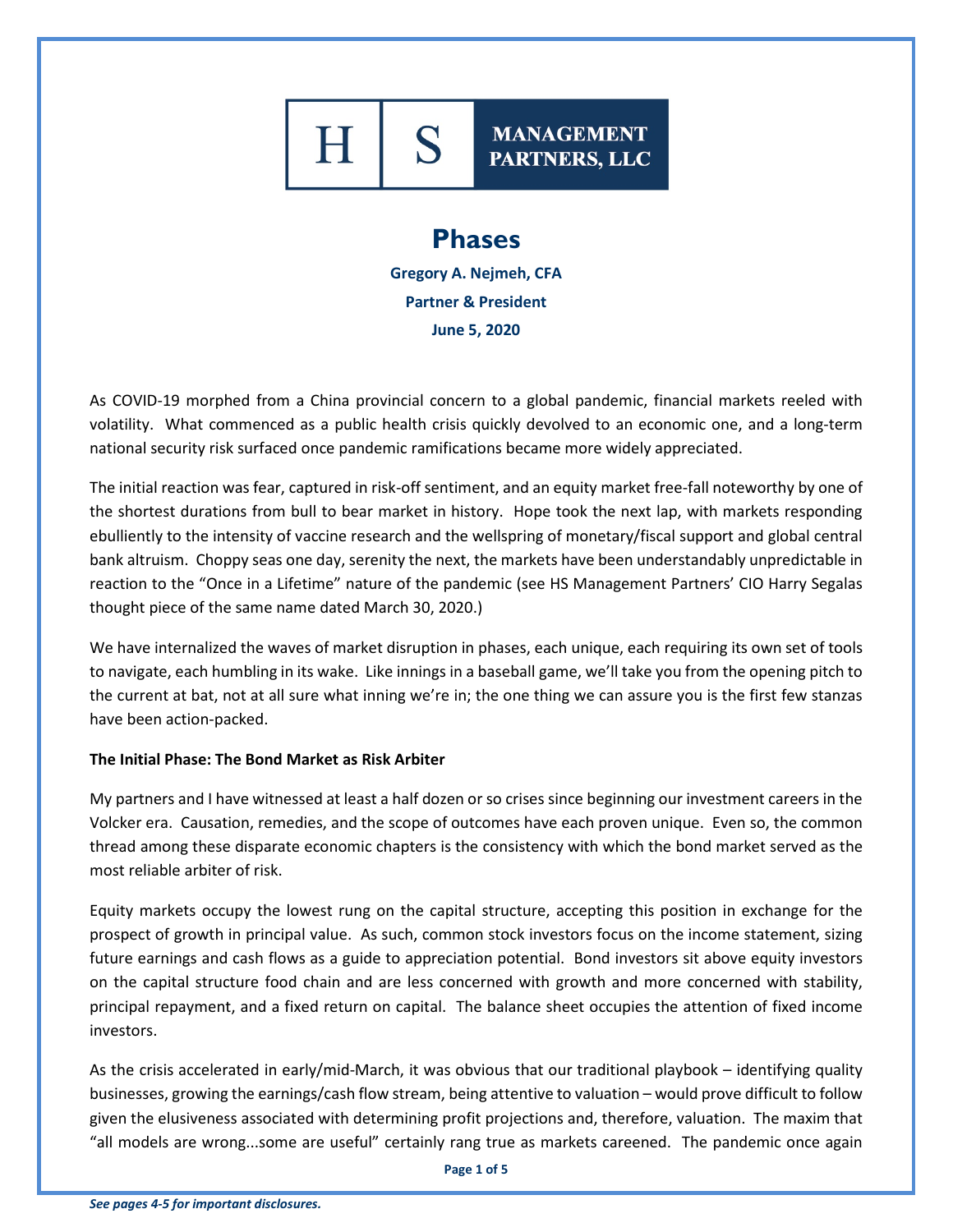# Phases

**Gregory A. Nejmeh, CFA**

**Partner & President**

**June 5, 2020**

As COVID-19 morphed from a China provincial concern to a global pandemic, financial markets reeled with volatility. What commenced as a public health crisis quickly devolved to an economic one, and a long-term national security risk surfaced once pandemic ramifications became more widely appreciated.

The initial reaction was fear, captured in risk-off sentiment, and an equity market free-fall noteworthy by one of the shortest durations from bull to bear market in history. Hope took the next lap, with markets responding ebulliently to the intensity of vaccine research and the wellspring of monetary/fiscal support and global central bank altruism. Choppy seas one day, serenity the next, the markets have been understandably unpredictable in reaction to the "Once in a Lifetime" nature of the pandemic (see HS Management Partners' CIO Harry Segalas thought piece of the same name dated March 30, 2020.)

We have internalized the waves of market disruption in phases, each unique, each requiring its own set of tools to navigate, each humbling in its wake. Like innings in a baseball game, we'll take you from the opening pitch to the current at bat, not at all sure what inning we're in; the one thing we can assure you is the first few stanzas have been action-packed.

**The Initial Phase: The Bond Market as Risk Arbiter**

My partners and I have witnessed at least a half dozen or so crises since beginning our investment careers in the Volcker era. Causation, remedies, and the scope of outcomes have each proven unique. Even so, the common thread among these disparate economic chapters is the consistency with which the bond market served as the most reliable arbiter of risk.

Equity markets occupy the lowest rung on the capital structure, accepting this position in exchange for the prospect of growth in principal value. As such, common stock investors focus on the income statement, sizing future earnings and cash flows as a guide to appreciation potential. Bond investors sit above equity investors on the capital structure food chain and are less concerned with growth and more concerned with stability, principal repayment, and a fixed return on capital. The balance sheet occupies the attention of fixed income investors.

As the crisis accelerated in early/mid-March, it was obvious that our traditional playbook – identifying quality businesses, growing the earnings/cash flow stream, being attentive to valuation – would prove difficult to follow given the elusiveness associated with determining profit projections and, therefore, valuation. The maxim that "all models are wrong...some are useful" certainly rang true as markets careened. The pandemic once again

*See pages 4-5 for important disclosures.*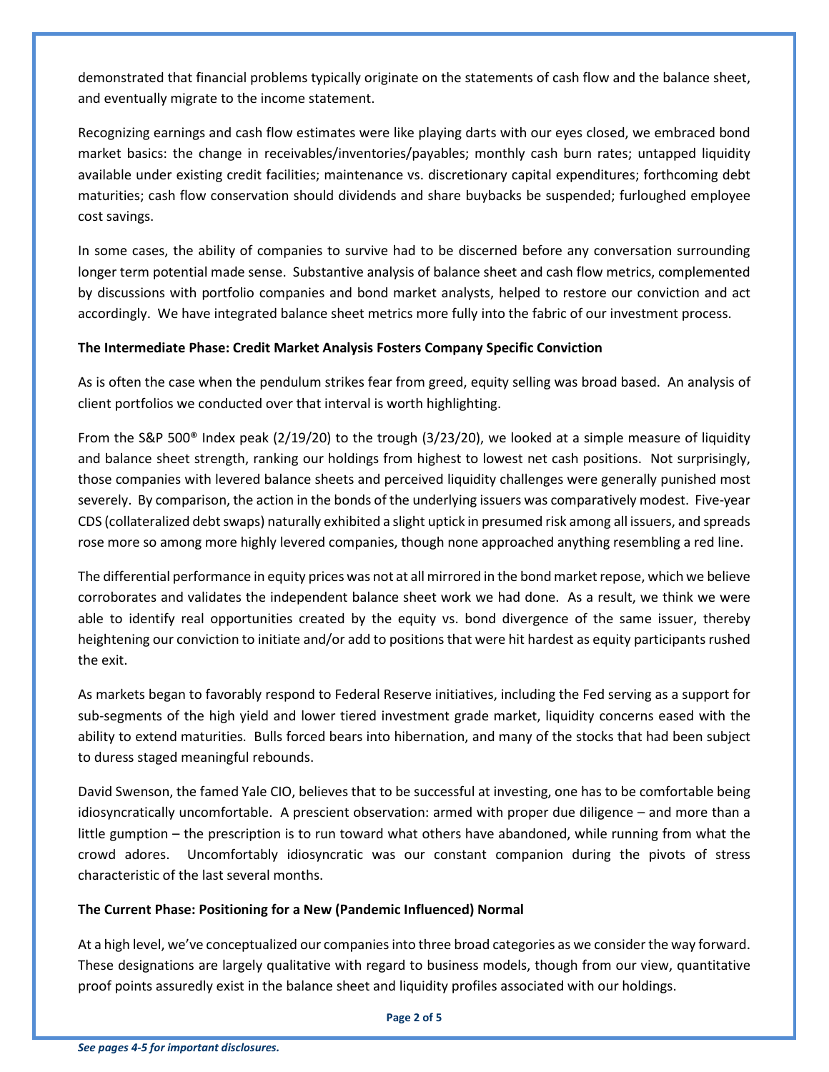demonstrated that financial problems typically originate on the statements of cash flow and the balance sheet, and eventually migrate to the income statement.

Recognizing earnings and cash flow estimates were like playing darts with our eyes closed, we embraced bond market basics: the change in receivables/inventories/payables; monthly cash burn rates; untapped liquidity available under existing credit facilities; maintenance vs. discretionary capital expenditures; forthcoming debt maturities; cash flow conservation should dividends and share buybacks be suspended; furloughed employee cost savings.

In some cases, the ability of companies to survive had to be discerned before any conversation surrounding longer term potential made sense. Substantive analysis of balance sheet and cash flow metrics, complemented by discussions with portfolio companies and bond market analysts, helped to restore our conviction and act accordingly. We have integrated balance sheet metrics more fully into the fabric of our investment process.

**The Intermediate Phase: Credit Market Analysis Fosters Company Specific Conviction**

As is often the case when the pendulum strikes fear from greed, equity selling was broad based. An analysis of client portfolios we conducted over that interval is worth highlighting.

From the S&P 500® Index peak (2/19/20) to the trough (3/23/20), we looked at a simple measure of liquidity and balance sheet strength, ranking our holdings from highest to lowest net cash positions. Not surprisingly, those companies with levered balance sheets and perceived liquidity challenges were generally punished most severely. By comparison, the action in the bonds of the underlying issuers was comparatively modest. Five-year CDS (collateralized debt swaps) naturally exhibited a slight uptick in presumed risk among all issuers, and spreads rose more so among more highly levered companies, though none approached anything resembling a red line.

The differential performance in equity prices was not at all mirrored in the bond market repose, which we believe corroborates and validates the independent balance sheet work we had done. As a result, we think we were able to identify real opportunities created by the equity vs. bond divergence of the same issuer, thereby heightening our conviction to initiate and/or add to positions that were hit hardest as equity participants rushed the exit.

As markets began to favorably respond to Federal Reserve initiatives, including the Fed serving as a support for sub-segments of the high yield and lower tiered investment grade market, liquidity concerns eased with the ability to extend maturities. Bulls forced bears into hibernation, and many of the stocks that had been subject to duress staged meaningful rebounds.

David Swenson, the famed Yale CIO, believes that to be successful at investing, one has to be comfortable being idiosyncratically uncomfortable. A prescient observation: armed with proper due diligence – and more than a little gumption – the prescription is to run toward what others have abandoned, while running from what the crowd adores. Uncomfortably idiosyncratic was our constant companion during the pivots of stress characteristic of the last several months.

**The Current Phase: Positioning for a New (Pandemic Influenced) Normal**

At a high level, we've conceptualized our companies into three broad categories as we consider the way forward. These designations are largely qualitative with regard to business models, though from our view, quantitative proof points assuredly exist in the balance sheet and liquidity profiles associated with our holdings.

*See pages 4-5 for important disclosures.*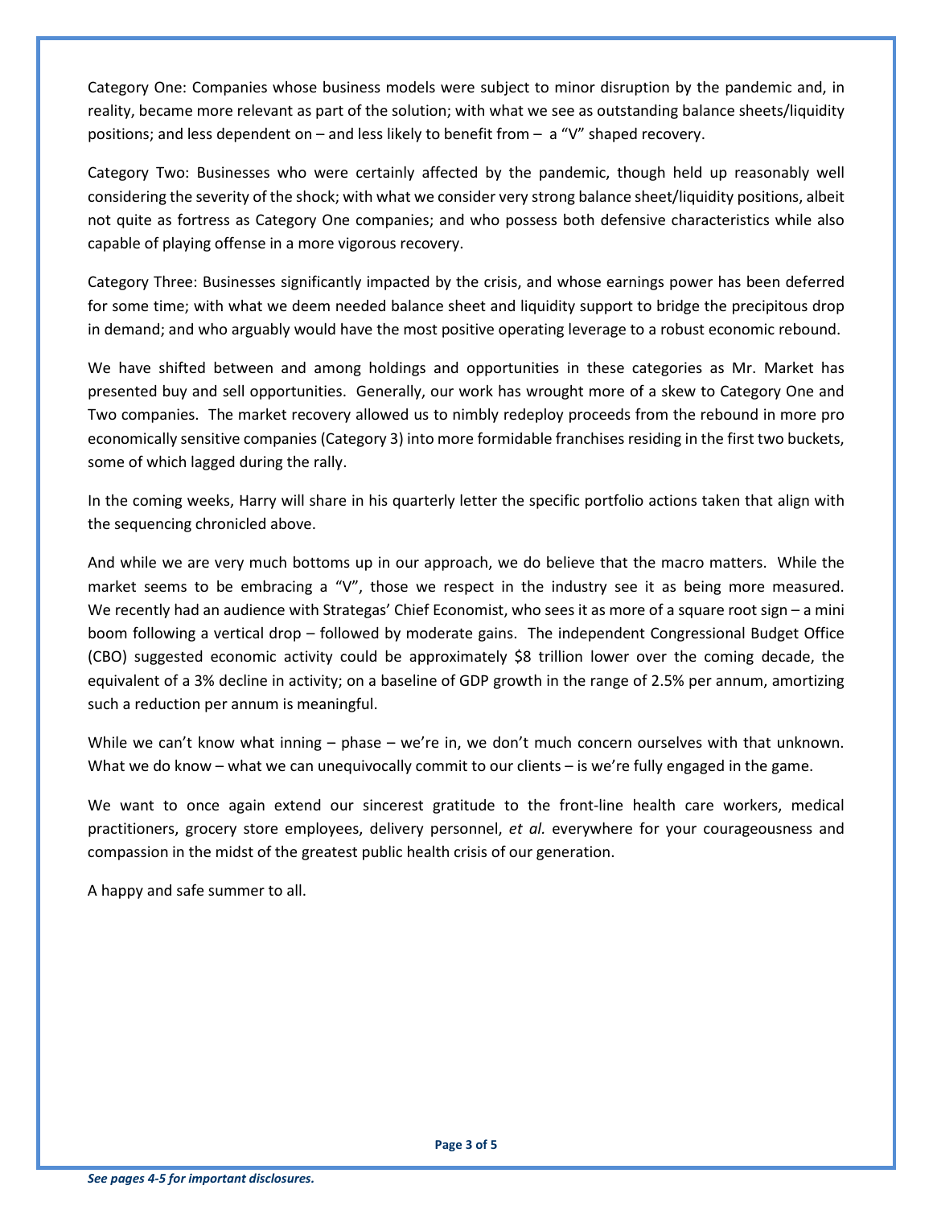Category One: Companies whose business models were subject to minor disruption by the pandemic and, in reality, became more relevant as part of the solution; with what we see as outstanding balance sheets/liquidity positions; and less dependent on – and less likely to benefit from – a "V" shaped recovery.

Category Two: Businesses who were certainly affected by the pandemic, though held up reasonably well considering the severity of the shock; with what we consider very strong balance sheet/liquidity positions, albeit not quite as fortress as Category One companies; and who possess both defensive characteristics while also capable of playing offense in a more vigorous recovery.

Category Three: Businesses significantly impacted by the crisis, and whose earnings power has been deferred for some time; with what we deem needed balance sheet and liquidity support to bridge the precipitous drop in demand; and who arguably would have the most positive operating leverage to a robust economic rebound.

We have shifted between and among holdings and opportunities in these categories as Mr. Market has presented buy and sell opportunities. Generally, our work has wrought more of a skew to Category One and Two companies. The market recovery allowed us to nimbly redeploy proceeds from the rebound in more pro economically sensitive companies (Category 3) into more formidable franchises residing in the first two buckets, some of which lagged during the rally.

In the coming weeks, Harry will share in his quarterly letter the specific portfolio actions taken that align with the sequencing chronicled above.

And while we are very much bottoms up in our approach, we do believe that the macro matters. While the market seems to be embracing a "V", those we respect in the industry see it as being more measured. We recently had an audience with Strategas' Chief Economist, who sees it as more of a square root sign – a mini boom following a vertical drop – followed by moderate gains. The independent Congressional Budget Office (CBO) suggested economic activity could be approximately $8 trillion lower over the coming decade, the equivalent of a 3% decline in activity; on a baseline of GDP growth in the range of 2.5% per annum, amortizing such a reduction per annum is meaningful.

While we can't know what inning – phase – we're in, we don't much concern ourselves with that unknown. What we do know – what we can unequivocally commit to our clients – is we're fully engaged in the game.

We want to once again extend our sincerest gratitude to the front-line health care workers, medical practitioners, grocery store employees, delivery personnel, *et al.* everywhere for your courageousness and compassion in the midst of the greatest public health crisis of our generation.

A happy and safe summer to all.

***See pages 4-5 for important disclosures.***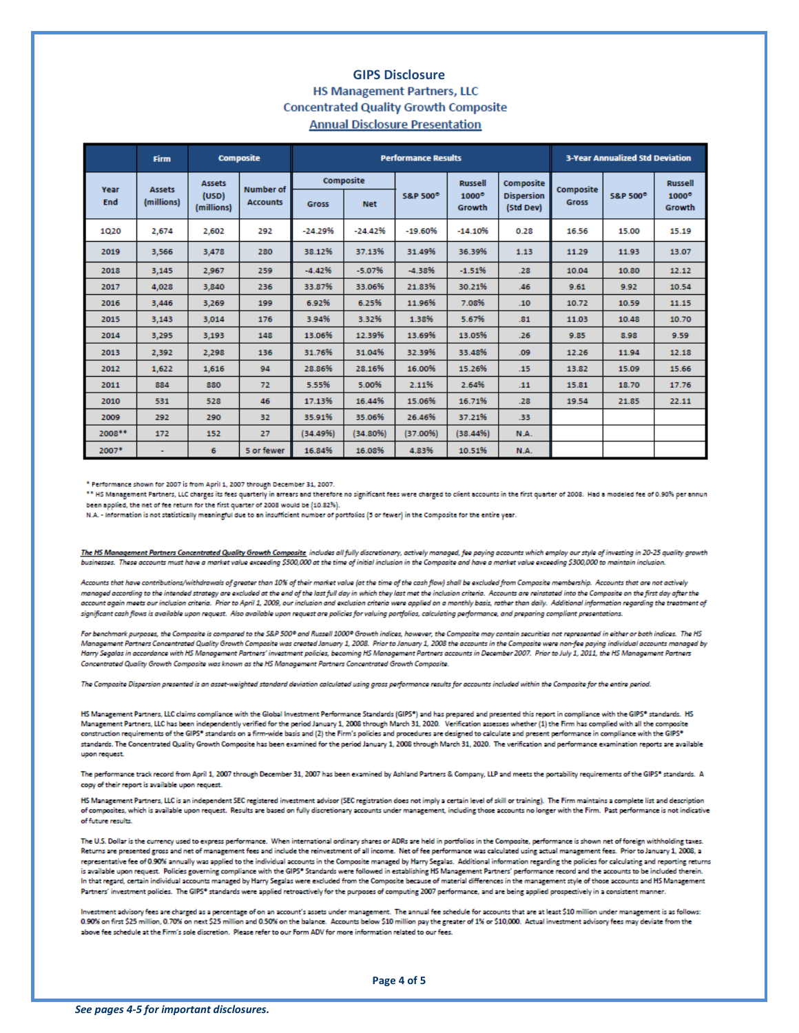# GIPS Disclosure

## HS Management Partners, LLC

## Concentrated Quality Growth Composite

## Annual Disclosure Presentation

| | Firm | Composite | | Performance Results | | | | | 3-Year Annualized Std Deviation | | |
|---|---|---|---|---|---|---|---|---|---|---|---|
| Year End | Assets (millions) | Assets (USD) (millions) | Number of Accounts | Composite Gross | Composite Net | S&P 500® | Russell 1000® Growth | Composite Dispersion (Std Dev) | Composite Gross | S&P 500® | Russell 1000® Growth |
| 1Q20 | 2,674 | 2,602 | 292 | -24.29% | -24.42% | -19.60% | -14.10% | 0.28 | 16.56 | 15.00 | 15.19 |
| 2019 | 3,566 | 3,478 | 280 | 38.12% | 37.13% | 31.49% | 36.39% | 1.13 | 11.29 | 11.93 | 13.07 |
| 2018 | 3,145 | 2,967 | 259 | -4.42% | -5.07% | -4.38% | -1.51% | .28 | 10.04 | 10.80 | 12.12 |
| 2017 | 4,028 | 3,840 | 236 | 33.87% | 33.06% | 21.83% | 30.21% | .46 | 9.61 | 9.92 | 10.54 |
| 2016 | 3,446 | 3,269 | 199 | 6.92% | 6.25% | 11.96% | 7.08% | .10 | 10.72 | 10.59 | 11.15 |
| 2015 | 3,143 | 3,014 | 176 | 3.94% | 3.32% | 1.38% | 5.67% | .81 | 11.03 | 10.48 | 10.70 |
| 2014 | 3,295 | 3,193 | 148 | 13.06% | 12.39% | 13.69% | 13.05% | .26 | 9.85 | 8.98 | 9.59 |
| 2013 | 2,392 | 2,298 | 136 | 31.76% | 31.04% | 32.39% | 33.48% | .09 | 12.26 | 11.94 | 12.18 |
| 2012 | 1,622 | 1,616 | 94 | 28.86% | 28.16% | 16.00% | 15.26% | .15 | 13.82 | 15.09 | 15.66 |
| 2011 | 884 | 880 | 72 | 5.55% | 5.00% | 2.11% | 2.64% | .11 | 15.81 | 18.70 | 17.76 |
| 2010 | 531 | 528 | 46 | 17.13% | 16.44% | 15.06% | 16.71% | .28 | 19.54 | 21.85 | 22.11 |
| 2009 | 292 | 290 | 32 | 35.91% | 35.06% | 26.46% | 37.21% | .33 | | | |
| 2008** | 172 | 152 | 27 | (34.49%) | (34.80%) | (37.00%) | (38.44%) | N.A. | | | |
| 2007* | - | 6 | 5 or fewer | 16.84% | 16.08% | 4.83% | 10.51% | N.A. | | | |

\* Performance shown for 2007 is from April 1, 2007 through December 31, 2007.

\*\* HS Management Partners, LLC charges its fees quarterly in arrears and therefore no significant fees were charged to client accounts in the first quarter of 2008. Had a modeled fee of 0.90% per annum been applied, the net of fee return for the first quarter of 2008 would be (10.82%).

N.A. - Information is not statistically meaningful due to an insufficient number of portfolios (5 or fewer) in the Composite for the entire year.

*__The HS Management Partners Concentrated Quality Growth Composite__ includes all fully discretionary, actively managed, fee paying accounts which employ our style of investing in 20-25 quality growth businesses. These accounts must have a market value exceeding $500,000 at the time of initial inclusion in the Composite and have a market value exceeding $300,000 to maintain inclusion.*

*Accounts that have contributions/withdrawals of greater than 10% of their market value (at the time of the cash flow) shall be excluded from Composite membership. Accounts that are not actively managed according to the intended strategy are excluded at the end of the last full day in which they last met the inclusion criteria. Accounts are reinstated into the Composite on the first day after the account again meets our inclusion criteria. Prior to April 1, 2009, our inclusion and exclusion criteria were applied on a monthly basis, rather than daily. Additional information regarding the treatment of significant cash flows is available upon request. Also available upon request are policies for valuing portfolios, calculating performance, and preparing compliant presentations.*

*For benchmark purposes, the Composite is compared to the S&P 500® and Russell 1000® Growth indices, however, the Composite may contain securities not represented in either or both indices. The HS Management Partners Concentrated Quality Growth Composite was created January 1, 2008. Prior to January 1, 2008 the accounts in the Composite were non-fee paying individual accounts managed by Harry Segalas in accordance with HS Management Partners' investment policies, becoming HS Management Partners accounts in December 2007. Prior to July 1, 2011, the HS Management Partners Concentrated Quality Growth Composite was known as the HS Management Partners Concentrated Growth Composite.*

*The Composite Dispersion presented is an asset-weighted standard deviation calculated using gross performance results for accounts included within the Composite for the entire period.*

HS Management Partners, LLC claims compliance with the Global Investment Performance Standards (GIPS®) and has prepared and presented this report in compliance with the GIPS® standards. HS Management Partners, LLC has been independently verified for the period January 1, 2008 through March 31, 2020. Verification assesses whether (1) the Firm has complied with all the composite construction requirements of the GIPS® standards on a firm-wide basis and (2) the Firm's policies and procedures are designed to calculate and present performance in compliance with the GIPS® standards. The Concentrated Quality Growth Composite has been examined for the period January 1, 2008 through March 31, 2020. The verification and performance examination reports are available upon request.

The performance track record from April 1, 2007 through December 31, 2007 has been examined by Ashland Partners & Company, LLP and meets the portability requirements of the GIPS® standards. A copy of their report is available upon request.

HS Management Partners, LLC is an independent SEC registered investment advisor (SEC registration does not imply a certain level of skill or training). The Firm maintains a complete list and description of composites, which is available upon request. Results are based on fully discretionary accounts under management, including those accounts no longer with the Firm. Past performance is not indicative of future results.

The U.S. Dollar is the currency used to express performance. When international ordinary shares or ADRs are held in portfolios in the Composite, performance is shown net of foreign withholding taxes. Returns are presented gross and net of management fees and include the reinvestment of all income. Net of fee performance was calculated using actual management fees. Prior to January 1, 2008, a representative fee of 0.90% annually was applied to the individual accounts in the Composite managed by Harry Segalas. Additional information regarding the policies for calculating and reporting returns is available upon request. Policies governing compliance with the GIPS® Standards were followed in establishing HS Management Partners' performance record and the accounts to be included therein. In that regard, certain individual accounts managed by Harry Segalas were excluded from the Composite because of material differences in the management style of those accounts and HS Management Partners' investment policies. The GIPS® standards were applied retroactively for the purposes of computing 2007 performance, and are being applied prospectively in a consistent manner.

Investment advisory fees are charged as a percentage of on an account's assets under management. The annual fee schedule for accounts that are at least $10 million under management is as follows: 0.90% on first $25 million, 0.70% on next $25 million and 0.50% on the balance. Accounts below $10 million pay the greater of 1% or $10,000. Actual investment advisory fees may deviate from the above fee schedule at the Firm's sole discretion. Please refer to our Form ADV for more information related to our fees.

***See pages 4-5 for important disclosures.***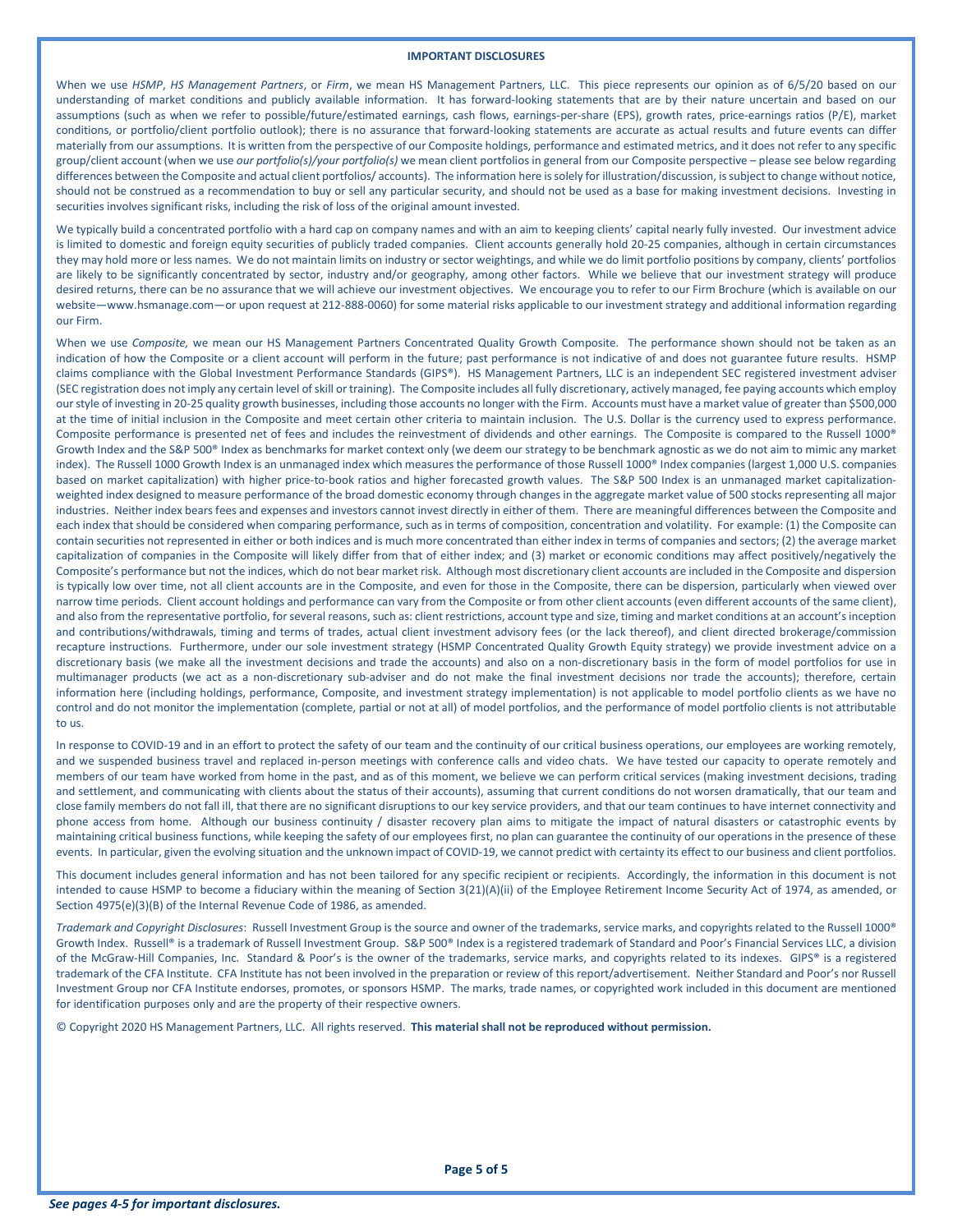## IMPORTANT DISCLOSURES

When we use *HSMP*, *HS Management Partners*, or *Firm*, we mean HS Management Partners, LLC. This piece represents our opinion as of 6/5/20 based on our understanding of market conditions and publicly available information. It has forward-looking statements that are by their nature uncertain and based on our assumptions (such as when we refer to possible/future/estimated earnings, cash flows, earnings-per-share (EPS), growth rates, price-earnings ratios (P/E), market conditions, or portfolio/client portfolio outlook); there is no assurance that forward-looking statements are accurate as actual results and future events can differ materially from our assumptions. It is written from the perspective of our Composite holdings, performance and estimated metrics, and it does not refer to any specific group/client account (when we use *our portfolio(s)/your portfolio(s)* we mean client portfolios in general from our Composite perspective – please see below regarding differences between the Composite and actual client portfolios/ accounts). The information here is solely for illustration/discussion, is subject to change without notice, should not be construed as a recommendation to buy or sell any particular security, and should not be used as a base for making investment decisions. Investing in securities involves significant risks, including the risk of loss of the original amount invested.

We typically build a concentrated portfolio with a hard cap on company names and with an aim to keeping clients' capital nearly fully invested. Our investment advice is limited to domestic and foreign equity securities of publicly traded companies. Client accounts generally hold 20-25 companies, although in certain circumstances they may hold more or less names. We do not maintain limits on industry or sector weightings, and while we do limit portfolio positions by company, clients' portfolios are likely to be significantly concentrated by sector, industry and/or geography, among other factors. While we believe that our investment strategy will produce desired returns, there can be no assurance that we will achieve our investment objectives. We encourage you to refer to our Firm Brochure (which is available on our website—www.hsmanage.com—or upon request at 212-888-0060) for some material risks applicable to our investment strategy and additional information regarding our Firm.

When we use *Composite,* we mean our HS Management Partners Concentrated Quality Growth Composite. The performance shown should not be taken as an indication of how the Composite or a client account will perform in the future; past performance is not indicative of and does not guarantee future results. HSMP claims compliance with the Global Investment Performance Standards (GIPS®). HS Management Partners, LLC is an independent SEC registered investment adviser (SEC registration does not imply any certain level of skill or training). The Composite includes all fully discretionary, actively managed, fee paying accounts which employ our style of investing in 20-25 quality growth businesses, including those accounts no longer with the Firm. Accounts must have a market value of greater than $500,000 at the time of initial inclusion in the Composite and meet certain other criteria to maintain inclusion. The U.S. Dollar is the currency used to express performance. Composite performance is presented net of fees and includes the reinvestment of dividends and other earnings. The Composite is compared to the Russell 1000® Growth Index and the S&P 500® Index as benchmarks for market context only (we deem our strategy to be benchmark agnostic as we do not aim to mimic any market index). The Russell 1000 Growth Index is an unmanaged index which measures the performance of those Russell 1000® Index companies (largest 1,000 U.S. companies based on market capitalization) with higher price-to-book ratios and higher forecasted growth values. The S&P 500 Index is an unmanaged market capitalization-weighted index designed to measure performance of the broad domestic economy through changes in the aggregate market value of 500 stocks representing all major industries. Neither index bears fees and expenses and investors cannot invest directly in either of them. There are meaningful differences between the Composite and each index that should be considered when comparing performance, such as in terms of composition, concentration and volatility. For example: (1) the Composite can contain securities not represented in either or both indices and is much more concentrated than either index in terms of companies and sectors; (2) the average market capitalization of companies in the Composite will likely differ from that of either index; and (3) market or economic conditions may affect positively/negatively the Composite's performance but not the indices, which do not bear market risk. Although most discretionary client accounts are included in the Composite and dispersion is typically low over time, not all client accounts are in the Composite, and even for those in the Composite, there can be dispersion, particularly when viewed over narrow time periods. Client account holdings and performance can vary from the Composite or from other client accounts (even different accounts of the same client), and also from the representative portfolio, for several reasons, such as: client restrictions, account type and size, timing and market conditions at an account's inception and contributions/withdrawals, timing and terms of trades, actual client investment advisory fees (or the lack thereof), and client directed brokerage/commission recapture instructions. Furthermore, under our sole investment strategy (HSMP Concentrated Quality Growth Equity strategy) we provide investment advice on a discretionary basis (we make all the investment decisions and trade the accounts) and also on a non-discretionary basis in the form of model portfolios for use in multimanager products (we act as a non-discretionary sub-adviser and do not make the final investment decisions nor trade the accounts); therefore, certain information here (including holdings, performance, Composite, and investment strategy implementation) is not applicable to model portfolio clients as we have no control and do not monitor the implementation (complete, partial or not at all) of model portfolios, and the performance of model portfolio clients is not attributable to us.

In response to COVID-19 and in an effort to protect the safety of our team and the continuity of our critical business operations, our employees are working remotely, and we suspended business travel and replaced in-person meetings with conference calls and video chats. We have tested our capacity to operate remotely and members of our team have worked from home in the past, and as of this moment, we believe we can perform critical services (making investment decisions, trading and settlement, and communicating with clients about the status of their accounts), assuming that current conditions do not worsen dramatically, that our team and close family members do not fall ill, that there are no significant disruptions to our key service providers, and that our team continues to have internet connectivity and phone access from home. Although our business continuity / disaster recovery plan aims to mitigate the impact of natural disasters or catastrophic events by maintaining critical business functions, while keeping the safety of our employees first, no plan can guarantee the continuity of our operations in the presence of these events. In particular, given the evolving situation and the unknown impact of COVID-19, we cannot predict with certainty its effect to our business and client portfolios.

This document includes general information and has not been tailored for any specific recipient or recipients. Accordingly, the information in this document is not intended to cause HSMP to become a fiduciary within the meaning of Section 3(21)(A)(ii) of the Employee Retirement Income Security Act of 1974, as amended, or Section 4975(e)(3)(B) of the Internal Revenue Code of 1986, as amended.

*Trademark and Copyright Disclosures*: Russell Investment Group is the source and owner of the trademarks, service marks, and copyrights related to the Russell 1000® Growth Index. Russell® is a trademark of Russell Investment Group. S&P 500® Index is a registered trademark of Standard and Poor's Financial Services LLC, a division of the McGraw-Hill Companies, Inc. Standard & Poor's is the owner of the trademarks, service marks, and copyrights related to its indexes. GIPS® is a registered trademark of the CFA Institute. CFA Institute has not been involved in the preparation or review of this report/advertisement. Neither Standard and Poor's nor Russell Investment Group nor CFA Institute endorses, promotes, or sponsors HSMP. The marks, trade names, or copyrighted work included in this document are mentioned for identification purposes only and are the property of their respective owners.

© Copyright 2020 HS Management Partners, LLC. All rights reserved. **This material shall not be reproduced without permission.**

*See pages 4-5 for important disclosures.*